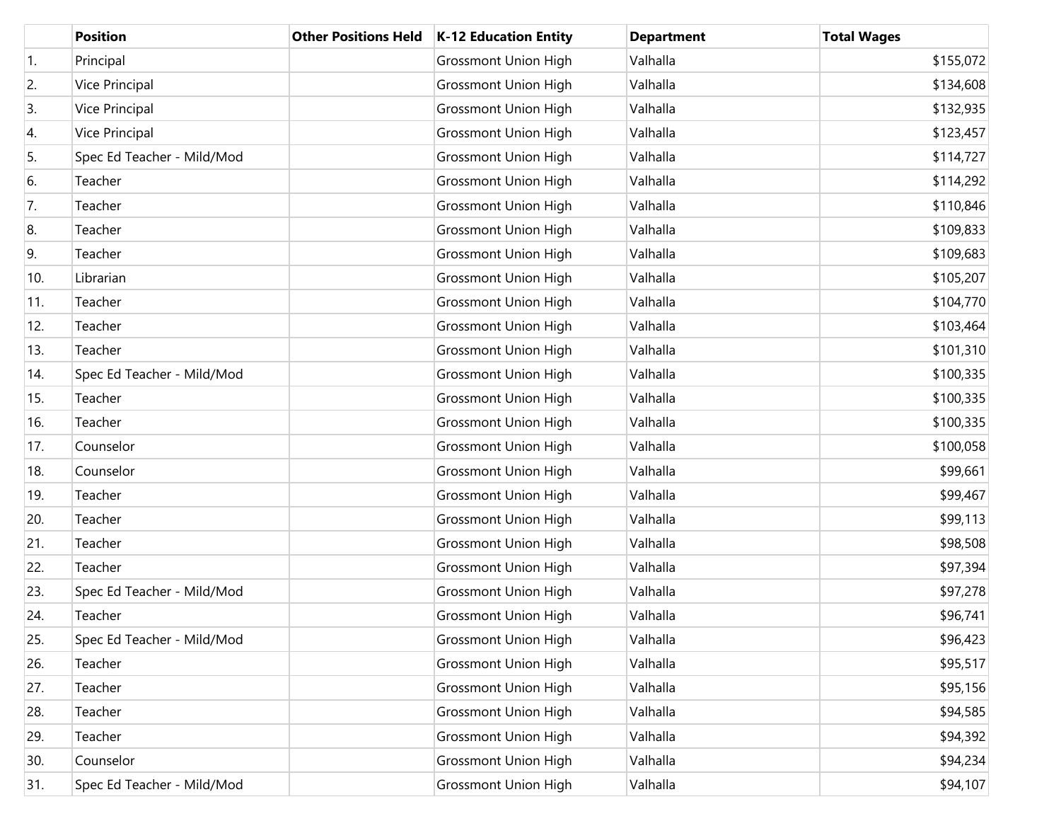| | Position | Other Positions Held | K-12 Education Entity | Department | Total Wages |
|---|---|---|---|---|---|
| 1. | Principal | | Grossmont Union High | Valhalla | $155,072 |
| 2. | Vice Principal | | Grossmont Union High | Valhalla | $134,608 |
| 3. | Vice Principal | | Grossmont Union High | Valhalla | $132,935 |
| 4. | Vice Principal | | Grossmont Union High | Valhalla | $123,457 |
| 5. | Spec Ed Teacher - Mild/Mod | | Grossmont Union High | Valhalla | $114,727 |
| 6. | Teacher | | Grossmont Union High | Valhalla | $114,292 |
| 7. | Teacher | | Grossmont Union High | Valhalla | $110,846 |
| 8. | Teacher | | Grossmont Union High | Valhalla | $109,833 |
| 9. | Teacher | | Grossmont Union High | Valhalla | $109,683 |
| 10. | Librarian | | Grossmont Union High | Valhalla | $105,207 |
| 11. | Teacher | | Grossmont Union High | Valhalla | $104,770 |
| 12. | Teacher | | Grossmont Union High | Valhalla | $103,464 |
| 13. | Teacher | | Grossmont Union High | Valhalla | $101,310 |
| 14. | Spec Ed Teacher - Mild/Mod | | Grossmont Union High | Valhalla | $100,335 |
| 15. | Teacher | | Grossmont Union High | Valhalla | $100,335 |
| 16. | Teacher | | Grossmont Union High | Valhalla | $100,335 |
| 17. | Counselor | | Grossmont Union High | Valhalla | $100,058 |
| 18. | Counselor | | Grossmont Union High | Valhalla | $99,661 |
| 19. | Teacher | | Grossmont Union High | Valhalla | $99,467 |
| 20. | Teacher | | Grossmont Union High | Valhalla | $99,113 |
| 21. | Teacher | | Grossmont Union High | Valhalla | $98,508 |
| 22. | Teacher | | Grossmont Union High | Valhalla | $97,394 |
| 23. | Spec Ed Teacher - Mild/Mod | | Grossmont Union High | Valhalla | $97,278 |
| 24. | Teacher | | Grossmont Union High | Valhalla | $96,741 |
| 25. | Spec Ed Teacher - Mild/Mod | | Grossmont Union High | Valhalla | $96,423 |
| 26. | Teacher | | Grossmont Union High | Valhalla | $95,517 |
| 27. | Teacher | | Grossmont Union High | Valhalla | $95,156 |
| 28. | Teacher | | Grossmont Union High | Valhalla | $94,585 |
| 29. | Teacher | | Grossmont Union High | Valhalla | $94,392 |
| 30. | Counselor | | Grossmont Union High | Valhalla | $94,234 |
| 31. | Spec Ed Teacher - Mild/Mod | | Grossmont Union High | Valhalla | $94,107 |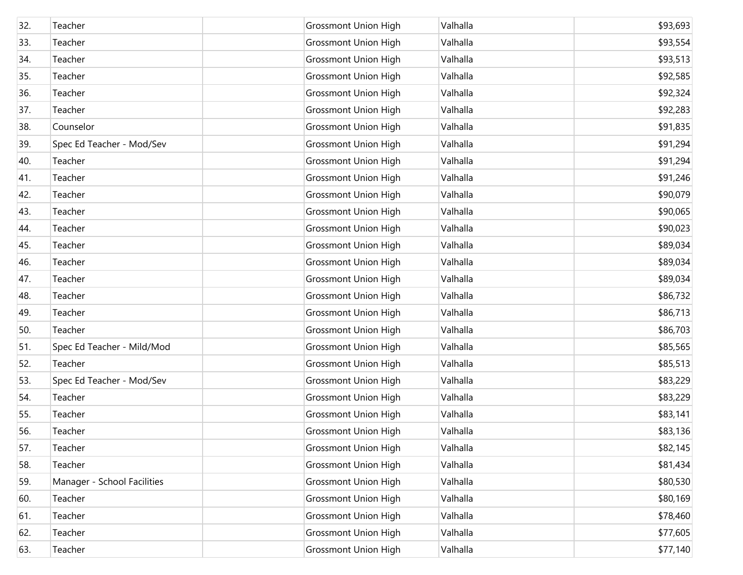| | | | | | |
|---|---|---|---|---|---|
| 32. | Teacher | | Grossmont Union High | Valhalla | $93,693 |
| 33. | Teacher | | Grossmont Union High | Valhalla | $93,554 |
| 34. | Teacher | | Grossmont Union High | Valhalla | $93,513 |
| 35. | Teacher | | Grossmont Union High | Valhalla | $92,585 |
| 36. | Teacher | | Grossmont Union High | Valhalla | $92,324 |
| 37. | Teacher | | Grossmont Union High | Valhalla | $92,283 |
| 38. | Counselor | | Grossmont Union High | Valhalla | $91,835 |
| 39. | Spec Ed Teacher - Mod/Sev | | Grossmont Union High | Valhalla | $91,294 |
| 40. | Teacher | | Grossmont Union High | Valhalla | $91,294 |
| 41. | Teacher | | Grossmont Union High | Valhalla | $91,246 |
| 42. | Teacher | | Grossmont Union High | Valhalla | $90,079 |
| 43. | Teacher | | Grossmont Union High | Valhalla | $90,065 |
| 44. | Teacher | | Grossmont Union High | Valhalla | $90,023 |
| 45. | Teacher | | Grossmont Union High | Valhalla | $89,034 |
| 46. | Teacher | | Grossmont Union High | Valhalla | $89,034 |
| 47. | Teacher | | Grossmont Union High | Valhalla | $89,034 |
| 48. | Teacher | | Grossmont Union High | Valhalla | $86,732 |
| 49. | Teacher | | Grossmont Union High | Valhalla | $86,713 |
| 50. | Teacher | | Grossmont Union High | Valhalla | $86,703 |
| 51. | Spec Ed Teacher - Mild/Mod | | Grossmont Union High | Valhalla | $85,565 |
| 52. | Teacher | | Grossmont Union High | Valhalla | $85,513 |
| 53. | Spec Ed Teacher - Mod/Sev | | Grossmont Union High | Valhalla | $83,229 |
| 54. | Teacher | | Grossmont Union High | Valhalla | $83,229 |
| 55. | Teacher | | Grossmont Union High | Valhalla | $83,141 |
| 56. | Teacher | | Grossmont Union High | Valhalla | $83,136 |
| 57. | Teacher | | Grossmont Union High | Valhalla | $82,145 |
| 58. | Teacher | | Grossmont Union High | Valhalla | $81,434 |
| 59. | Manager - School Facilities | | Grossmont Union High | Valhalla | $80,530 |
| 60. | Teacher | | Grossmont Union High | Valhalla | $80,169 |
| 61. | Teacher | | Grossmont Union High | Valhalla | $78,460 |
| 62. | Teacher | | Grossmont Union High | Valhalla | $77,605 |
| 63. | Teacher | | Grossmont Union High | Valhalla | $77,140 |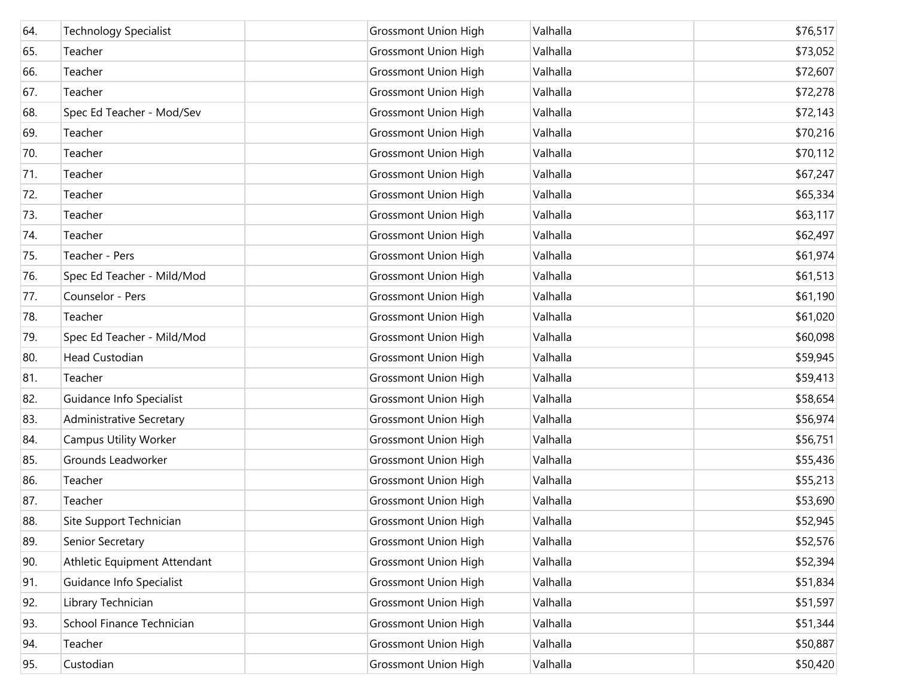| | | | | | |
|---|---|---|---|---|---|
| 64. | Technology Specialist | | Grossmont Union High | Valhalla | $76,517 |
| 65. | Teacher | | Grossmont Union High | Valhalla | $73,052 |
| 66. | Teacher | | Grossmont Union High | Valhalla | $72,607 |
| 67. | Teacher | | Grossmont Union High | Valhalla | $72,278 |
| 68. | Spec Ed Teacher - Mod/Sev | | Grossmont Union High | Valhalla | $72,143 |
| 69. | Teacher | | Grossmont Union High | Valhalla | $70,216 |
| 70. | Teacher | | Grossmont Union High | Valhalla | $70,112 |
| 71. | Teacher | | Grossmont Union High | Valhalla | $67,247 |
| 72. | Teacher | | Grossmont Union High | Valhalla | $65,334 |
| 73. | Teacher | | Grossmont Union High | Valhalla | $63,117 |
| 74. | Teacher | | Grossmont Union High | Valhalla | $62,497 |
| 75. | Teacher - Pers | | Grossmont Union High | Valhalla | $61,974 |
| 76. | Spec Ed Teacher - Mild/Mod | | Grossmont Union High | Valhalla | $61,513 |
| 77. | Counselor - Pers | | Grossmont Union High | Valhalla | $61,190 |
| 78. | Teacher | | Grossmont Union High | Valhalla | $61,020 |
| 79. | Spec Ed Teacher - Mild/Mod | | Grossmont Union High | Valhalla | $60,098 |
| 80. | Head Custodian | | Grossmont Union High | Valhalla | $59,945 |
| 81. | Teacher | | Grossmont Union High | Valhalla | $59,413 |
| 82. | Guidance Info Specialist | | Grossmont Union High | Valhalla | $58,654 |
| 83. | Administrative Secretary | | Grossmont Union High | Valhalla | $56,974 |
| 84. | Campus Utility Worker | | Grossmont Union High | Valhalla | $56,751 |
| 85. | Grounds Leadworker | | Grossmont Union High | Valhalla | $55,436 |
| 86. | Teacher | | Grossmont Union High | Valhalla | $55,213 |
| 87. | Teacher | | Grossmont Union High | Valhalla | $53,690 |
| 88. | Site Support Technician | | Grossmont Union High | Valhalla | $52,945 |
| 89. | Senior Secretary | | Grossmont Union High | Valhalla | $52,576 |
| 90. | Athletic Equipment Attendant | | Grossmont Union High | Valhalla | $52,394 |
| 91. | Guidance Info Specialist | | Grossmont Union High | Valhalla | $51,834 |
| 92. | Library Technician | | Grossmont Union High | Valhalla | $51,597 |
| 93. | School Finance Technician | | Grossmont Union High | Valhalla | $51,344 |
| 94. | Teacher | | Grossmont Union High | Valhalla | $50,887 |
| 95. | Custodian | | Grossmont Union High | Valhalla | $50,420 |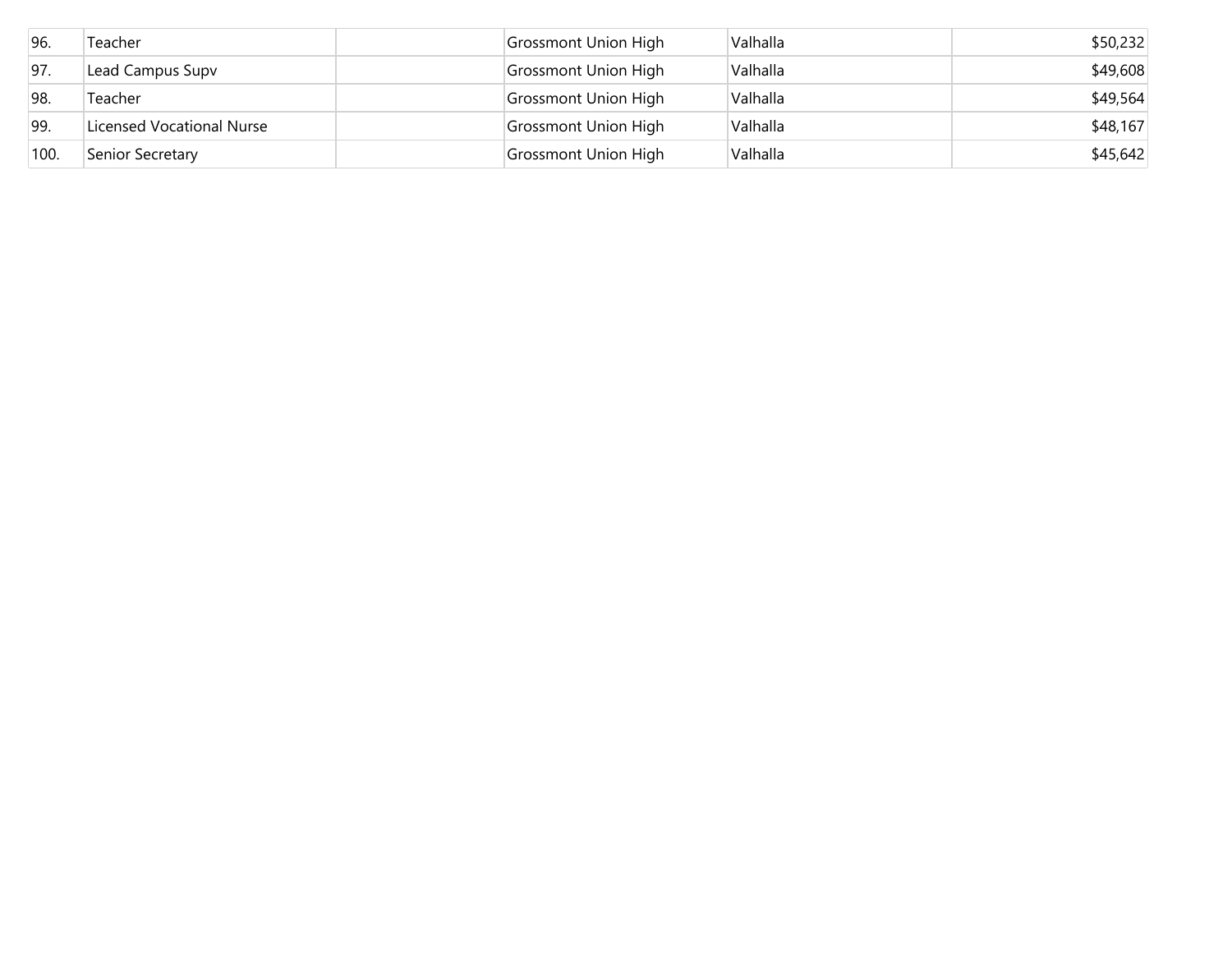| | | | | | |
|---|---|---|---|---|---|
| 96. | Teacher | | Grossmont Union High | Valhalla | $50,232 |
| 97. | Lead Campus Supv | | Grossmont Union High | Valhalla | $49,608 |
| 98. | Teacher | | Grossmont Union High | Valhalla | $49,564 |
| 99. | Licensed Vocational Nurse | | Grossmont Union High | Valhalla | $48,167 |
| 100. | Senior Secretary | | Grossmont Union High | Valhalla | $45,642 |